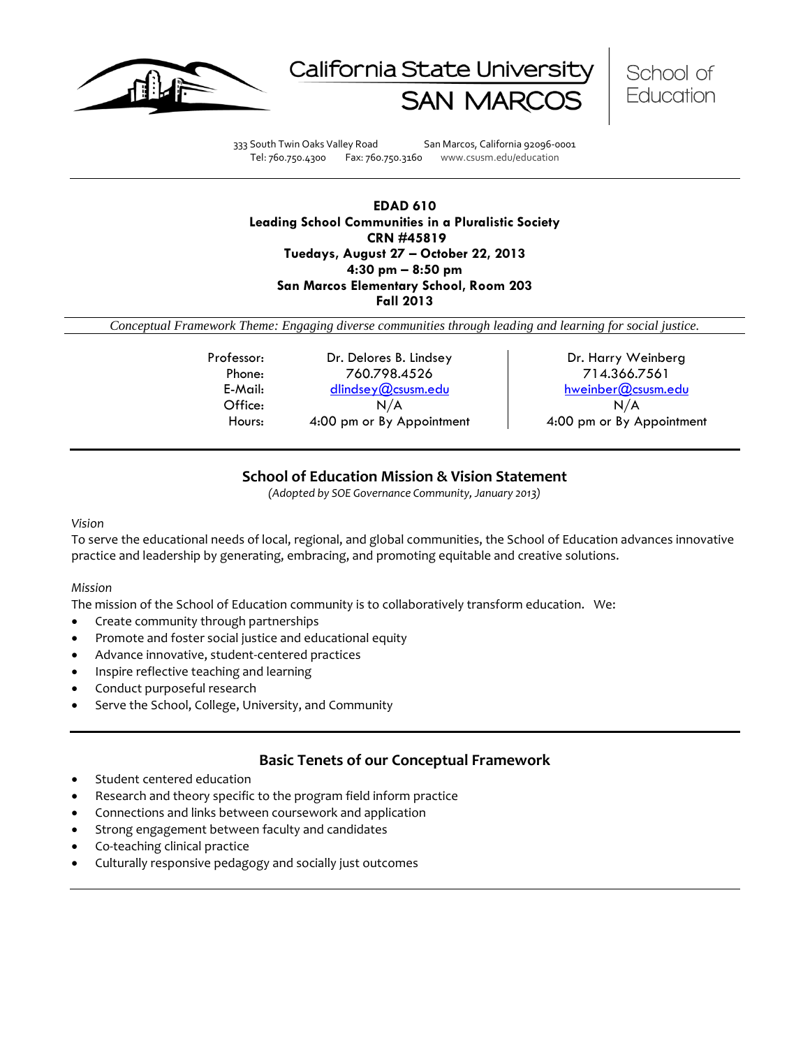California State University SAN MARCOS | School of Education

333 South Twin Oaks Valley Road San Marcos, California 92096-0001
Tel: 760.750.4300 Fax: 760.750.3160 www.csusm.edu/education

**EDAD 610**
**Leading School Communities in a Pluralistic Society**
**CRN #45819**
**Tuedays, August 27 – October 22, 2013**
**4:30 pm – 8:50 pm**
**San Marcos Elementary School, Room 203**
**Fall 2013**

*Conceptual Framework Theme: Engaging diverse communities through leading and learning for social justice.*

| | | |
|---|---|---|
| Professor: | Dr. Delores B. Lindsey | Dr. Harry Weinberg |
| Phone: | 760.798.4526 | 714.366.7561 |
| E-Mail: | dlindsey@csusm.edu | hweinber@csusm.edu |
| Office: | N/A | N/A |
| Hours: | 4:00 pm or By Appointment | 4:00 pm or By Appointment |

## School of Education Mission & Vision Statement

*(Adopted by SOE Governance Community, January 2013)*

*Vision*

To serve the educational needs of local, regional, and global communities, the School of Education advances innovative practice and leadership by generating, embracing, and promoting equitable and creative solutions.

*Mission*

The mission of the School of Education community is to collaboratively transform education. We:

- Create community through partnerships
- Promote and foster social justice and educational equity
- Advance innovative, student-centered practices
- Inspire reflective teaching and learning
- Conduct purposeful research
- Serve the School, College, University, and Community

## Basic Tenets of our Conceptual Framework

- Student centered education
- Research and theory specific to the program field inform practice
- Connections and links between coursework and application
- Strong engagement between faculty and candidates
- Co-teaching clinical practice
- Culturally responsive pedagogy and socially just outcomes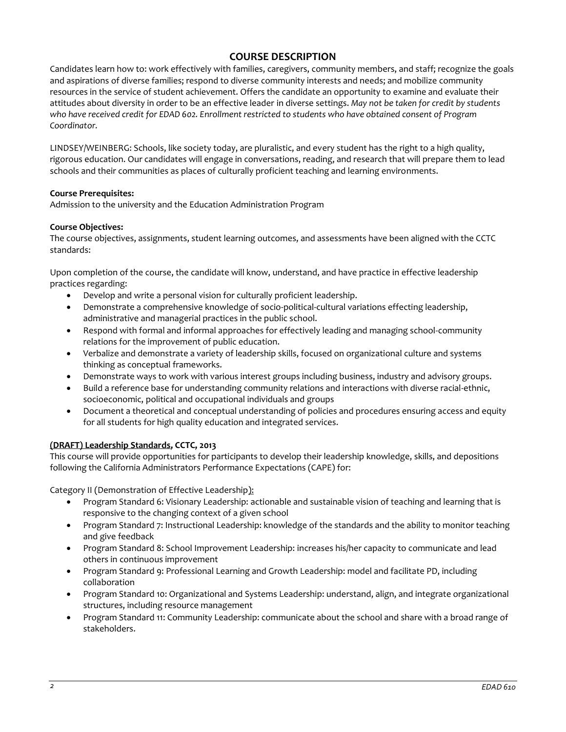## COURSE DESCRIPTION

Candidates learn how to: work effectively with families, caregivers, community members, and staff; recognize the goals and aspirations of diverse families; respond to diverse community interests and needs; and mobilize community resources in the service of student achievement. Offers the candidate an opportunity to examine and evaluate their attitudes about diversity in order to be an effective leader in diverse settings. *May not be taken for credit by students who have received credit for EDAD 602. Enrollment restricted to students who have obtained consent of Program Coordinator.*

LINDSEY/WEINBERG: Schools, like society today, are pluralistic, and every student has the right to a high quality, rigorous education. Our candidates will engage in conversations, reading, and research that will prepare them to lead schools and their communities as places of culturally proficient teaching and learning environments.

**Course Prerequisites:**
Admission to the university and the Education Administration Program

**Course Objectives:**
The course objectives, assignments, student learning outcomes, and assessments have been aligned with the CCTC standards:

Upon completion of the course, the candidate will know, understand, and have practice in effective leadership practices regarding:

- Develop and write a personal vision for culturally proficient leadership.
- Demonstrate a comprehensive knowledge of socio-political-cultural variations effecting leadership, administrative and managerial practices in the public school.
- Respond with formal and informal approaches for effectively leading and managing school-community relations for the improvement of public education.
- Verbalize and demonstrate a variety of leadership skills, focused on organizational culture and systems thinking as conceptual frameworks.
- Demonstrate ways to work with various interest groups including business, industry and advisory groups.
- Build a reference base for understanding community relations and interactions with diverse racial-ethnic, socioeconomic, political and occupational individuals and groups
- Document a theoretical and conceptual understanding of policies and procedures ensuring access and equity for all students for high quality education and integrated services.

**(DRAFT) Leadership Standards, CCTC, 2013**
This course will provide opportunities for participants to develop their leadership knowledge, skills, and depositions following the California Administrators Performance Expectations (CAPE) for:

Category II (Demonstration of Effective Leadership):

- Program Standard 6: Visionary Leadership: actionable and sustainable vision of teaching and learning that is responsive to the changing context of a given school
- Program Standard 7: Instructional Leadership: knowledge of the standards and the ability to monitor teaching and give feedback
- Program Standard 8: School Improvement Leadership: increases his/her capacity to communicate and lead others in continuous improvement
- Program Standard 9: Professional Learning and Growth Leadership: model and facilitate PD, including collaboration
- Program Standard 10: Organizational and Systems Leadership: understand, align, and integrate organizational structures, including resource management
- Program Standard 11: Community Leadership: communicate about the school and share with a broad range of stakeholders.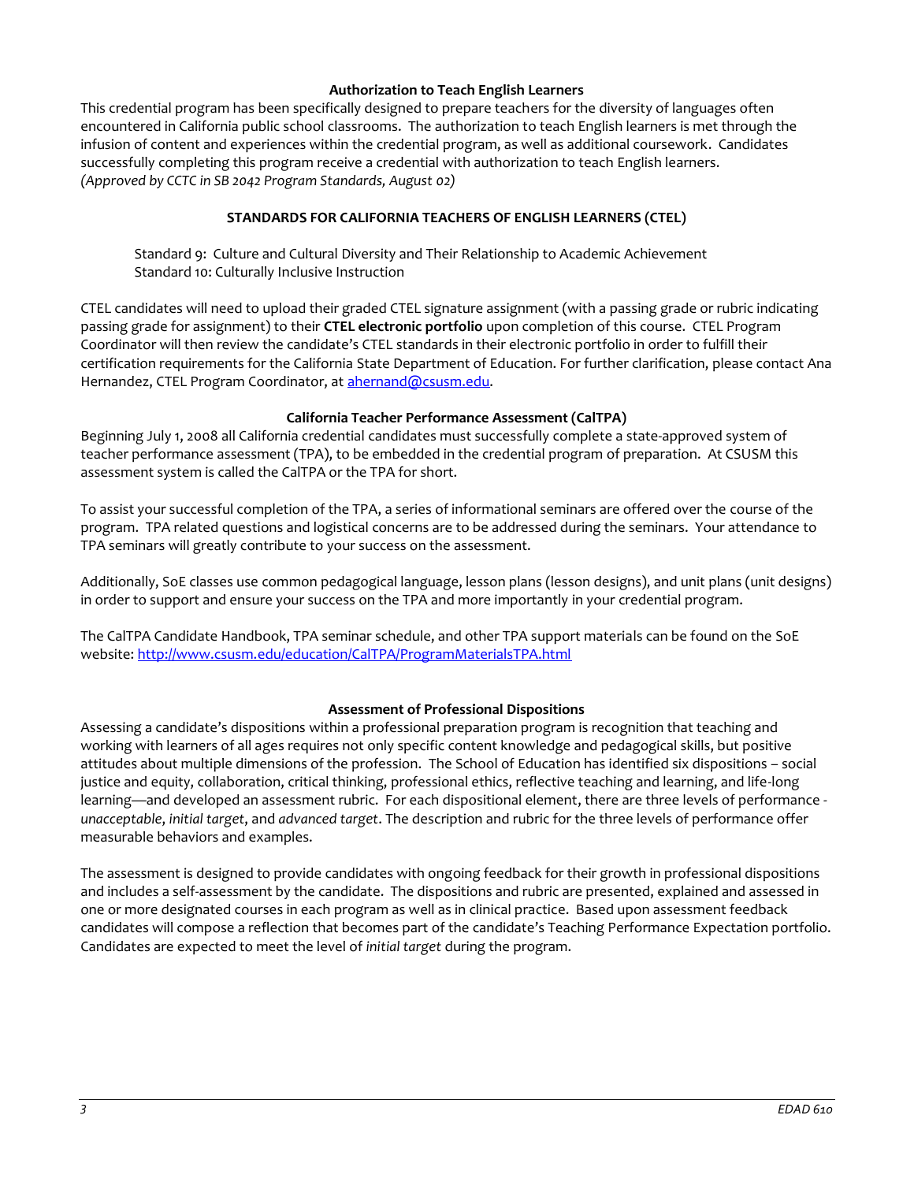## Authorization to Teach English Learners

This credential program has been specifically designed to prepare teachers for the diversity of languages often encountered in California public school classrooms. The authorization to teach English learners is met through the infusion of content and experiences within the credential program, as well as additional coursework. Candidates successfully completing this program receive a credential with authorization to teach English learners.
*(Approved by CCTC in SB 2042 Program Standards, August 02)*

## STANDARDS FOR CALIFORNIA TEACHERS OF ENGLISH LEARNERS (CTEL)

Standard 9: Culture and Cultural Diversity and Their Relationship to Academic Achievement
Standard 10: Culturally Inclusive Instruction

CTEL candidates will need to upload their graded CTEL signature assignment (with a passing grade or rubric indicating passing grade for assignment) to their **CTEL electronic portfolio** upon completion of this course. CTEL Program Coordinator will then review the candidate's CTEL standards in their electronic portfolio in order to fulfill their certification requirements for the California State Department of Education. For further clarification, please contact Ana Hernandez, CTEL Program Coordinator, at ahernand@csusm.edu.

## California Teacher Performance Assessment (CalTPA)

Beginning July 1, 2008 all California credential candidates must successfully complete a state-approved system of teacher performance assessment (TPA), to be embedded in the credential program of preparation. At CSUSM this assessment system is called the CalTPA or the TPA for short.

To assist your successful completion of the TPA, a series of informational seminars are offered over the course of the program. TPA related questions and logistical concerns are to be addressed during the seminars. Your attendance to TPA seminars will greatly contribute to your success on the assessment.

Additionally, SoE classes use common pedagogical language, lesson plans (lesson designs), and unit plans (unit designs) in order to support and ensure your success on the TPA and more importantly in your credential program.

The CalTPA Candidate Handbook, TPA seminar schedule, and other TPA support materials can be found on the SoE website: http://www.csusm.edu/education/CalTPA/ProgramMaterialsTPA.html

## Assessment of Professional Dispositions

Assessing a candidate's dispositions within a professional preparation program is recognition that teaching and working with learners of all ages requires not only specific content knowledge and pedagogical skills, but positive attitudes about multiple dimensions of the profession. The School of Education has identified six dispositions – social justice and equity, collaboration, critical thinking, professional ethics, reflective teaching and learning, and life-long learning—and developed an assessment rubric. For each dispositional element, there are three levels of performance - *unacceptable*, *initial target*, and *advanced target*. The description and rubric for the three levels of performance offer measurable behaviors and examples.

The assessment is designed to provide candidates with ongoing feedback for their growth in professional dispositions and includes a self-assessment by the candidate. The dispositions and rubric are presented, explained and assessed in one or more designated courses in each program as well as in clinical practice. Based upon assessment feedback candidates will compose a reflection that becomes part of the candidate's Teaching Performance Expectation portfolio. Candidates are expected to meet the level of *initial target* during the program.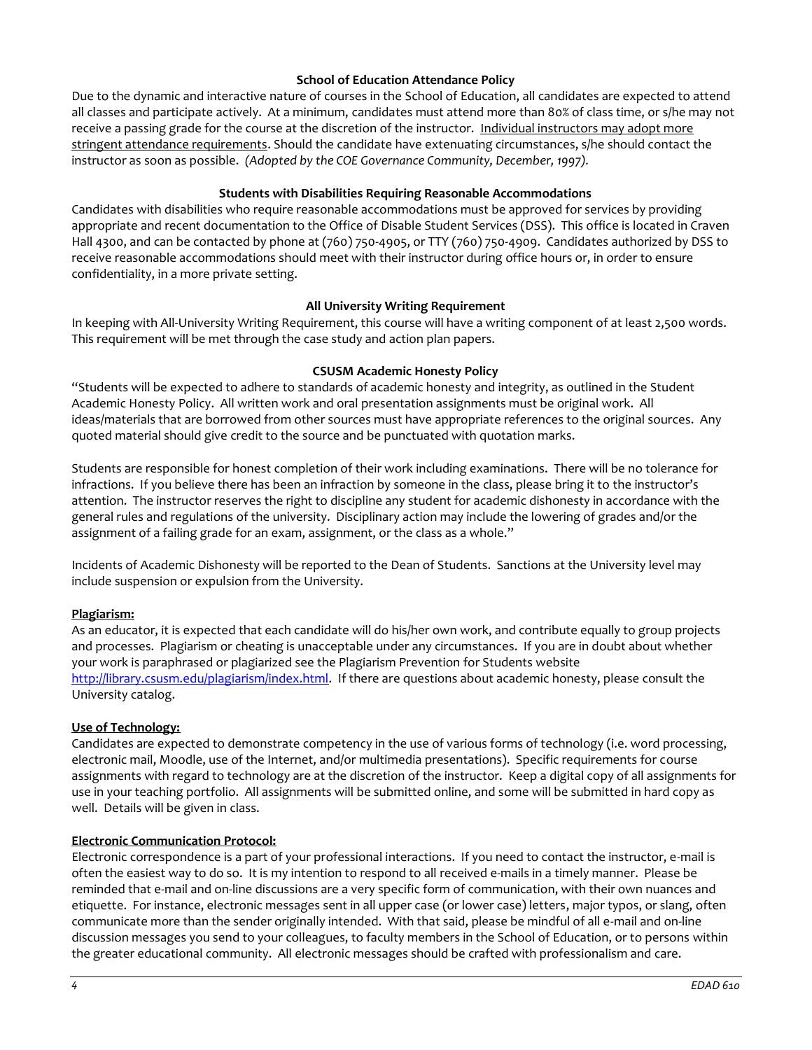### School of Education Attendance Policy

Due to the dynamic and interactive nature of courses in the School of Education, all candidates are expected to attend all classes and participate actively. At a minimum, candidates must attend more than 80% of class time, or s/he may not receive a passing grade for the course at the discretion of the instructor. <u>Individual instructors may adopt more stringent attendance requirements</u>. Should the candidate have extenuating circumstances, s/he should contact the instructor as soon as possible. *(Adopted by the COE Governance Community, December, 1997).*

### Students with Disabilities Requiring Reasonable Accommodations

Candidates with disabilities who require reasonable accommodations must be approved for services by providing appropriate and recent documentation to the Office of Disable Student Services (DSS). This office is located in Craven Hall 4300, and can be contacted by phone at (760) 750-4905, or TTY (760) 750-4909. Candidates authorized by DSS to receive reasonable accommodations should meet with their instructor during office hours or, in order to ensure confidentiality, in a more private setting.

### All University Writing Requirement

In keeping with All-University Writing Requirement, this course will have a writing component of at least 2,500 words. This requirement will be met through the case study and action plan papers.

### CSUSM Academic Honesty Policy

"Students will be expected to adhere to standards of academic honesty and integrity, as outlined in the Student Academic Honesty Policy. All written work and oral presentation assignments must be original work. All ideas/materials that are borrowed from other sources must have appropriate references to the original sources. Any quoted material should give credit to the source and be punctuated with quotation marks.

Students are responsible for honest completion of their work including examinations. There will be no tolerance for infractions. If you believe there has been an infraction by someone in the class, please bring it to the instructor's attention. The instructor reserves the right to discipline any student for academic dishonesty in accordance with the general rules and regulations of the university. Disciplinary action may include the lowering of grades and/or the assignment of a failing grade for an exam, assignment, or the class as a whole."

Incidents of Academic Dishonesty will be reported to the Dean of Students. Sanctions at the University level may include suspension or expulsion from the University.

**<u>Plagiarism:</u>**

As an educator, it is expected that each candidate will do his/her own work, and contribute equally to group projects and processes. Plagiarism or cheating is unacceptable under any circumstances. If you are in doubt about whether your work is paraphrased or plagiarized see the Plagiarism Prevention for Students website http://library.csusm.edu/plagiarism/index.html. If there are questions about academic honesty, please consult the University catalog.

**<u>Use of Technology:</u>**

Candidates are expected to demonstrate competency in the use of various forms of technology (i.e. word processing, electronic mail, Moodle, use of the Internet, and/or multimedia presentations). Specific requirements for course assignments with regard to technology are at the discretion of the instructor. Keep a digital copy of all assignments for use in your teaching portfolio. All assignments will be submitted online, and some will be submitted in hard copy as well. Details will be given in class.

**<u>Electronic Communication Protocol:</u>**

Electronic correspondence is a part of your professional interactions. If you need to contact the instructor, e-mail is often the easiest way to do so. It is my intention to respond to all received e-mails in a timely manner. Please be reminded that e-mail and on-line discussions are a very specific form of communication, with their own nuances and etiquette. For instance, electronic messages sent in all upper case (or lower case) letters, major typos, or slang, often communicate more than the sender originally intended. With that said, please be mindful of all e-mail and on-line discussion messages you send to your colleagues, to faculty members in the School of Education, or to persons within the greater educational community. All electronic messages should be crafted with professionalism and care.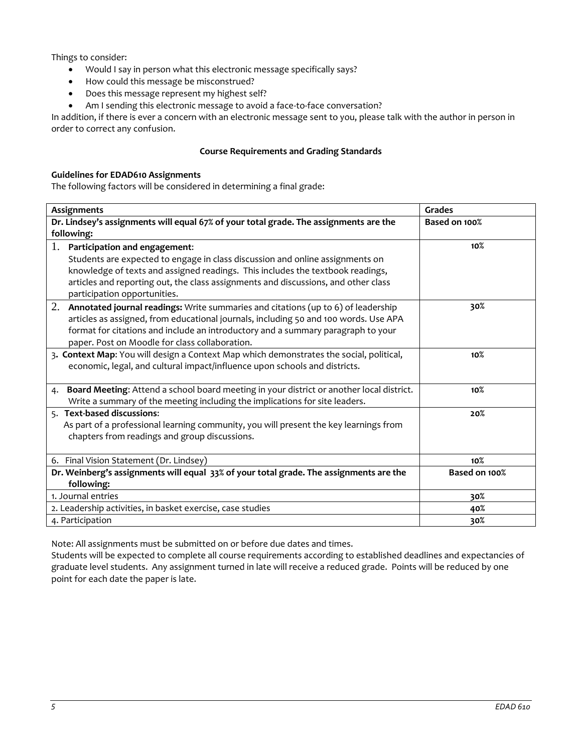Things to consider:

- Would I say in person what this electronic message specifically says?
- How could this message be misconstrued?
- Does this message represent my highest self?
- Am I sending this electronic message to avoid a face-to-face conversation?

In addition, if there is ever a concern with an electronic message sent to you, please talk with the author in person in order to correct any confusion.

### Course Requirements and Grading Standards

**Guidelines for EDAD610 Assignments**

The following factors will be considered in determining a final grade:

| Assignments | Grades |
|---|---|
| **Dr. Lindsey's assignments will equal 67% of your total grade. The assignments are the following:** | **Based on 100%** |
| 1. **Participation and engagement**: Students are expected to engage in class discussion and online assignments on knowledge of texts and assigned readings. This includes the textbook readings, articles and reporting out, the class assignments and discussions, and other class participation opportunities. | **10%** |
| 2. **Annotated journal readings:** Write summaries and citations (up to 6) of leadership articles as assigned, from educational journals, including 50 and 100 words. Use APA format for citations and include an introductory and a summary paragraph to your paper. Post on Moodle for class collaboration. | **30%** |
| 3. **Context Map**: You will design a Context Map which demonstrates the social, political, economic, legal, and cultural impact/influence upon schools and districts. | **10%** |
| 4. **Board Meeting**: Attend a school board meeting in your district or another local district. Write a summary of the meeting including the implications for site leaders. | **10%** |
| 5. **Text-based discussions**: As part of a professional learning community, you will present the key learnings from chapters from readings and group discussions. | **20%** |
| 6. Final Vision Statement (Dr. Lindsey) | **10%** |
| **Dr. Weinberg's assignments will equal 33% of your total grade. The assignments are the following:** | **Based on 100%** |
| 1. Journal entries | **30%** |
| 2. Leadership activities, in basket exercise, case studies | **40%** |
| 4. Participation | **30%** |

Note: All assignments must be submitted on or before due dates and times.

Students will be expected to complete all course requirements according to established deadlines and expectancies of graduate level students. Any assignment turned in late will receive a reduced grade. Points will be reduced by one point for each date the paper is late.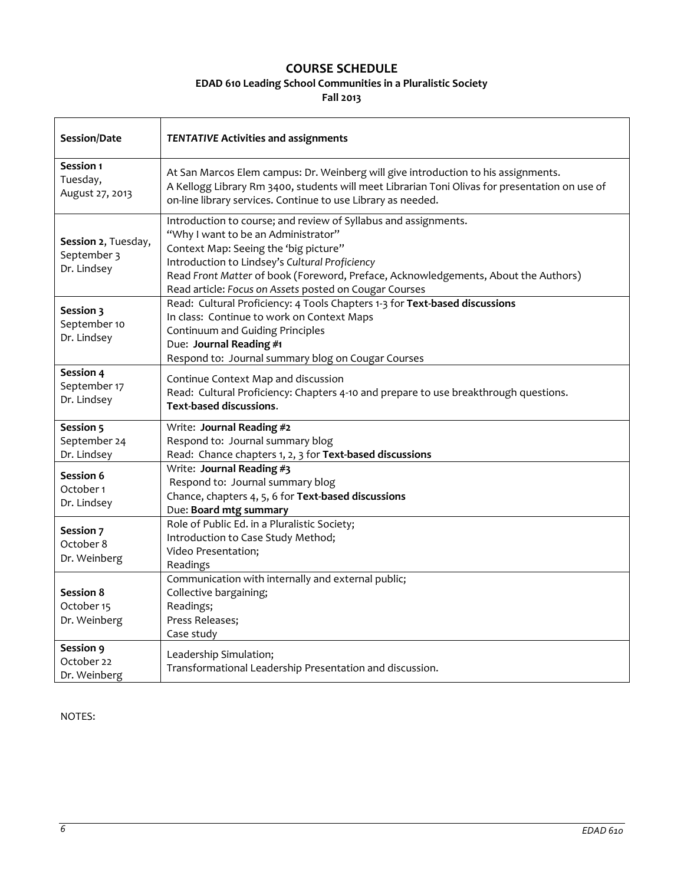# COURSE SCHEDULE

## EDAD 610 Leading School Communities in a Pluralistic Society

### Fall 2013

| Session/Date | *TENTATIVE* Activities and assignments |
| --- | --- |
| **Session 1** Tuesday, August 27, 2013 | At San Marcos Elem campus: Dr. Weinberg will give introduction to his assignments.<br>A Kellogg Library Rm 3400, students will meet Librarian Toni Olivas for presentation on use of on-line library services. Continue to use Library as needed. |
| **Session 2**, Tuesday, September 3 Dr. Lindsey | Introduction to course; and review of Syllabus and assignments.<br>"Why I want to be an Administrator"<br>Context Map: Seeing the 'big picture"<br>Introduction to Lindsey's *Cultural Proficiency*<br>Read *Front Matter* of book (Foreword, Preface, Acknowledgements, About the Authors)<br>Read article: *Focus on Assets* posted on Cougar Courses |
| **Session 3** September 10 Dr. Lindsey | Read: Cultural Proficiency: 4 Tools Chapters 1-3 for **Text-based discussions**<br>In class: Continue to work on Context Maps<br>Continuum and Guiding Principles<br>Due: **Journal Reading #1**<br>Respond to: Journal summary blog on Cougar Courses |
| **Session 4** September 17 Dr. Lindsey | Continue Context Map and discussion<br>Read: Cultural Proficiency: Chapters 4-10 and prepare to use breakthrough questions.<br>**Text-based discussions**. |
| **Session 5** September 24 Dr. Lindsey | Write: **Journal Reading #2**<br>Respond to: Journal summary blog<br>Read: Chance chapters 1, 2, 3 for **Text-based discussions** |
| **Session 6** October 1 Dr. Lindsey | Write: **Journal Reading #3**<br>Respond to: Journal summary blog<br>Chance, chapters 4, 5, 6 for **Text-based discussions**<br>Due: **Board mtg summary** |
| **Session 7** October 8 Dr. Weinberg | Role of Public Ed. in a Pluralistic Society;<br>Introduction to Case Study Method;<br>Video Presentation;<br>Readings |
| **Session 8** October 15 Dr. Weinberg | Communication with internally and external public;<br>Collective bargaining;<br>Readings;<br>Press Releases;<br>Case study |
| **Session 9** October 22 Dr. Weinberg | Leadership Simulation;<br>Transformational Leadership Presentation and discussion. |

NOTES: